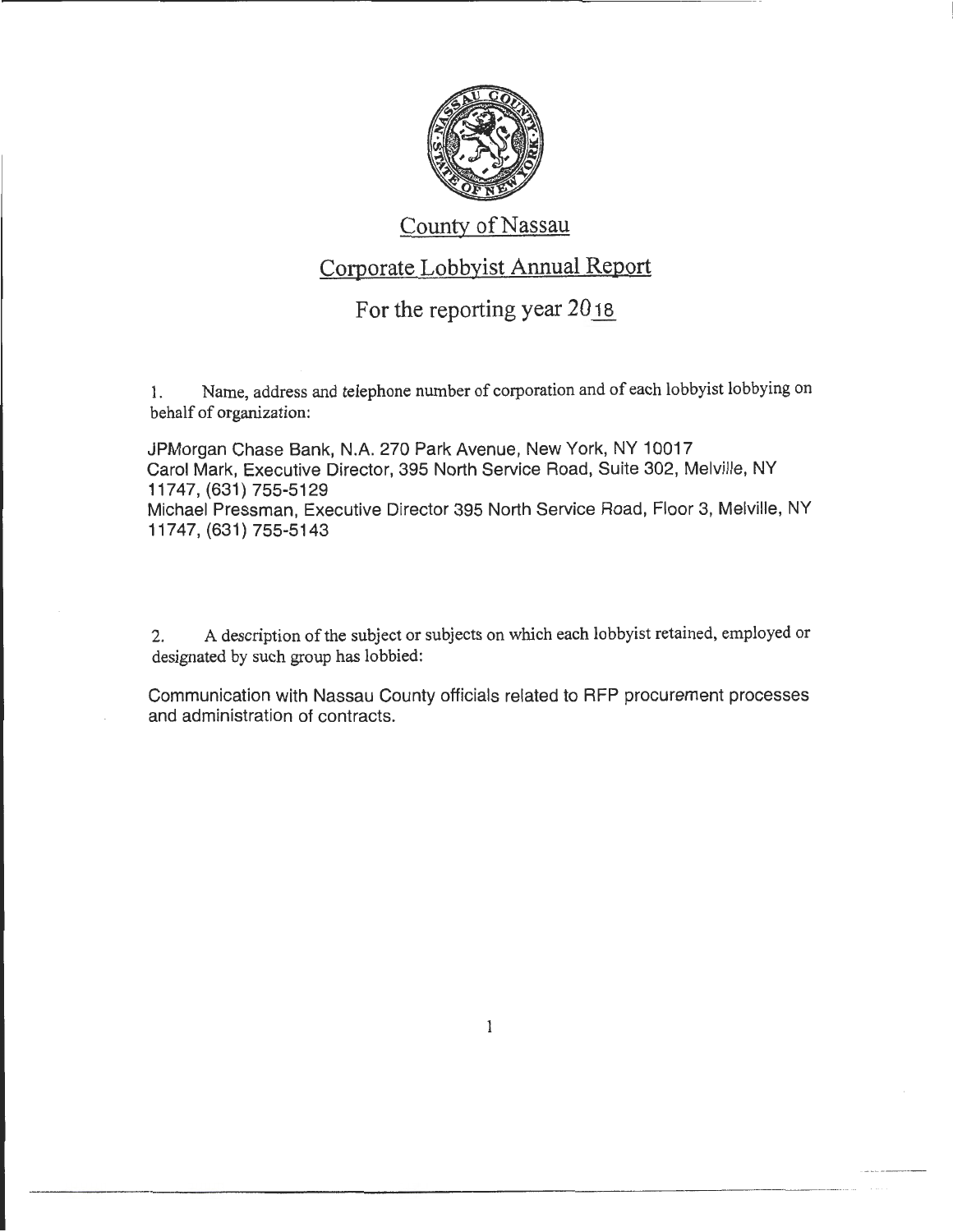# County of Nassau

## Corporate Lobbyist Annual Report

### For the reporting year 2018

1. Name, address and telephone number of corporation and of each lobbyist lobbying on behalf of organization:

JPMorgan Chase Bank, N.A. 270 Park Avenue, New York, NY 10017
Carol Mark, Executive Director, 395 North Service Road, Suite 302, Melville, NY 11747, (631) 755-5129
Michael Pressman, Executive Director 395 North Service Road, Floor 3, Melville, NY 11747, (631) 755-5143

2. A description of the subject or subjects on which each lobbyist retained, employed or designated by such group has lobbied:

Communication with Nassau County officials related to RFP procurement processes and administration of contracts.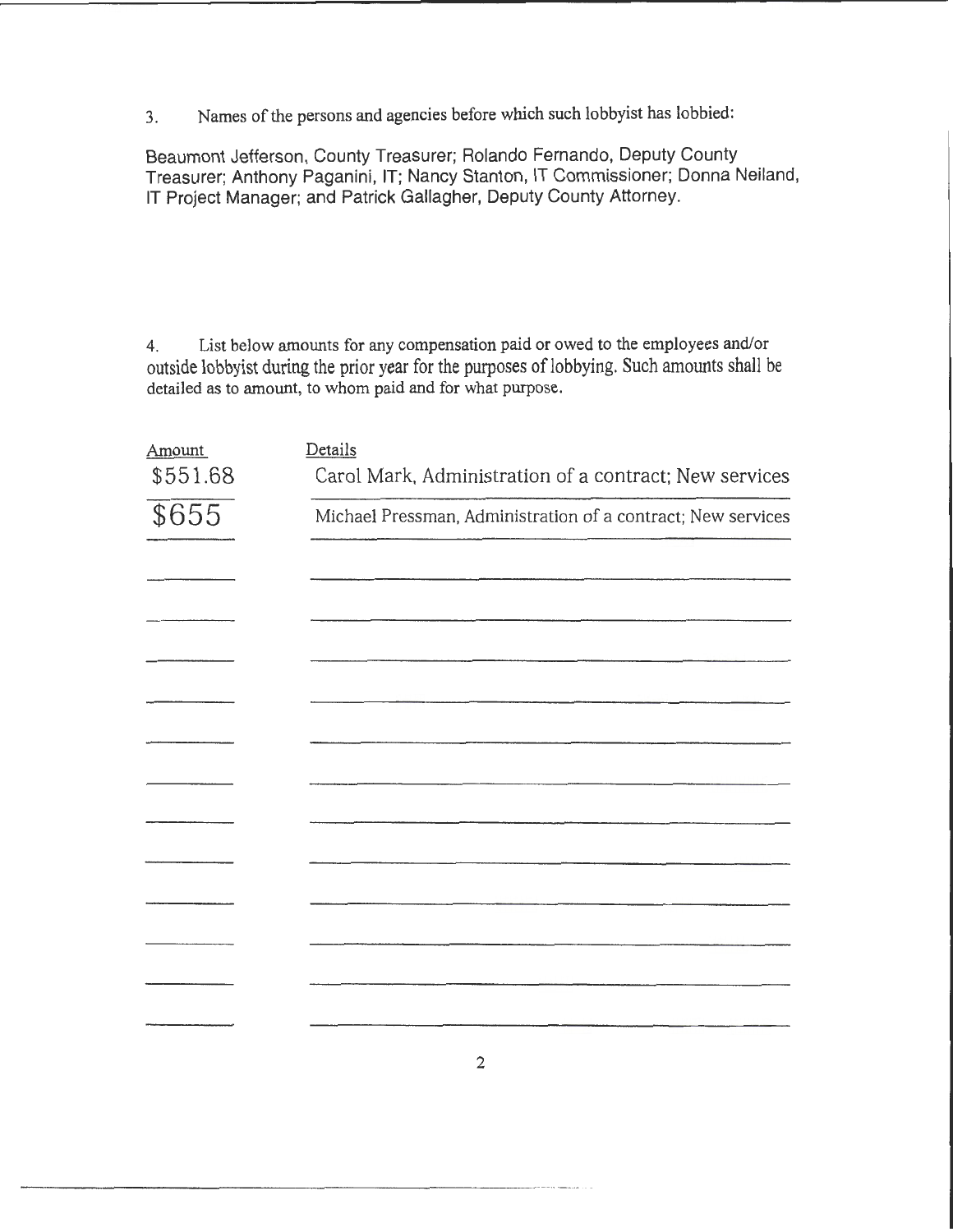3. Names of the persons and agencies before which such lobbyist has lobbied:

Beaumont Jefferson, County Treasurer; Rolando Fernando, Deputy County Treasurer; Anthony Paganini, IT; Nancy Stanton, IT Commissioner; Donna Neiland, IT Project Manager; and Patrick Gallagher, Deputy County Attorney.

4. List below amounts for any compensation paid or owed to the employees and/or outside lobbyist during the prior year for the purposes of lobbying. Such amounts shall be detailed as to amount, to whom paid and for what purpose.

| Amount | Details |
| --- | --- |
| $551.68 | Carol Mark, Administration of a contract; New services |
| $655 | Michael Pressman, Administration of a contract; New services |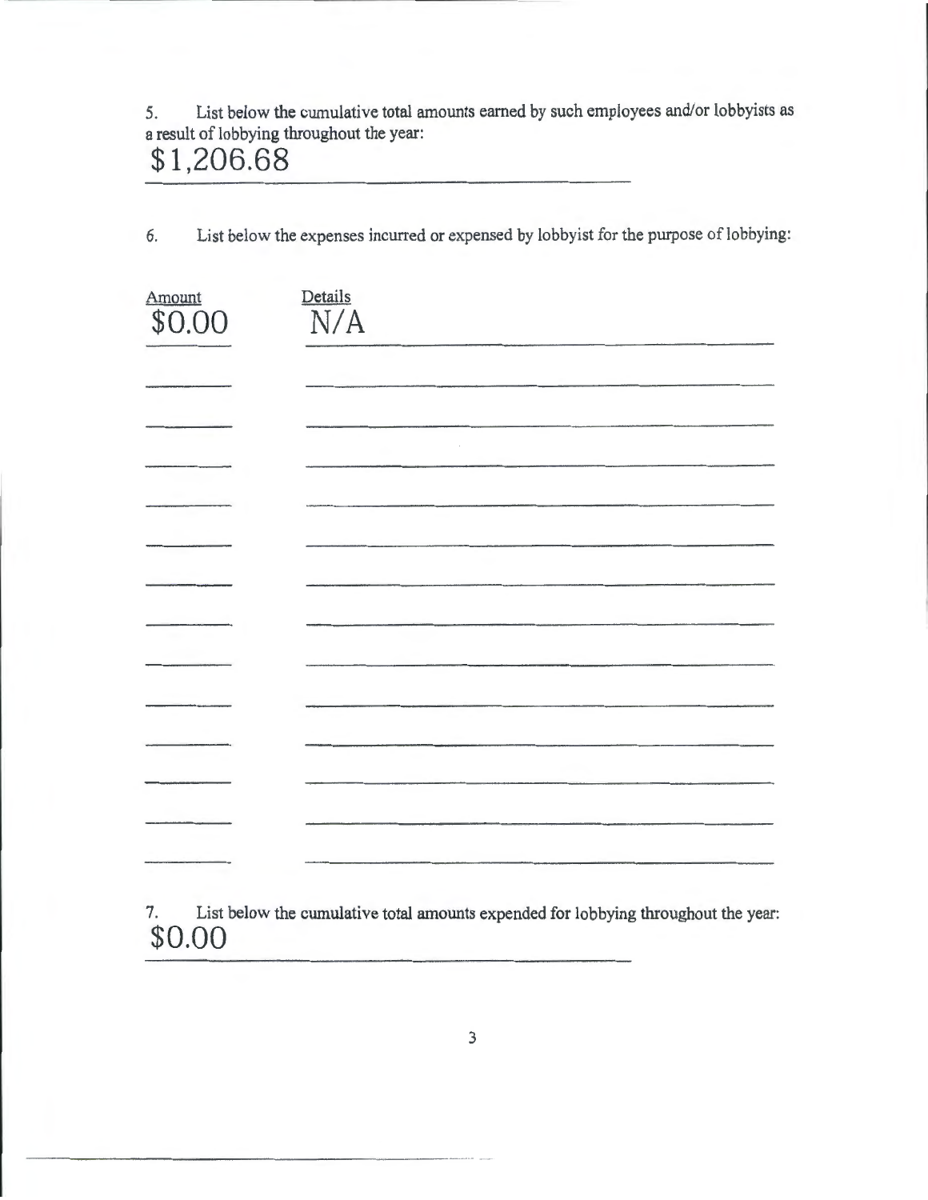5. List below the cumulative total amounts earned by such employees and/or lobbyists as a result of lobbying throughout the year:

$1,206.68

6. List below the expenses incurred or expensed by lobbyist for the purpose of lobbying:

| Amount | Details |
| --- | --- |
| $0.00 | N/A |

7. List below the cumulative total amounts expended for lobbying throughout the year:

$0.00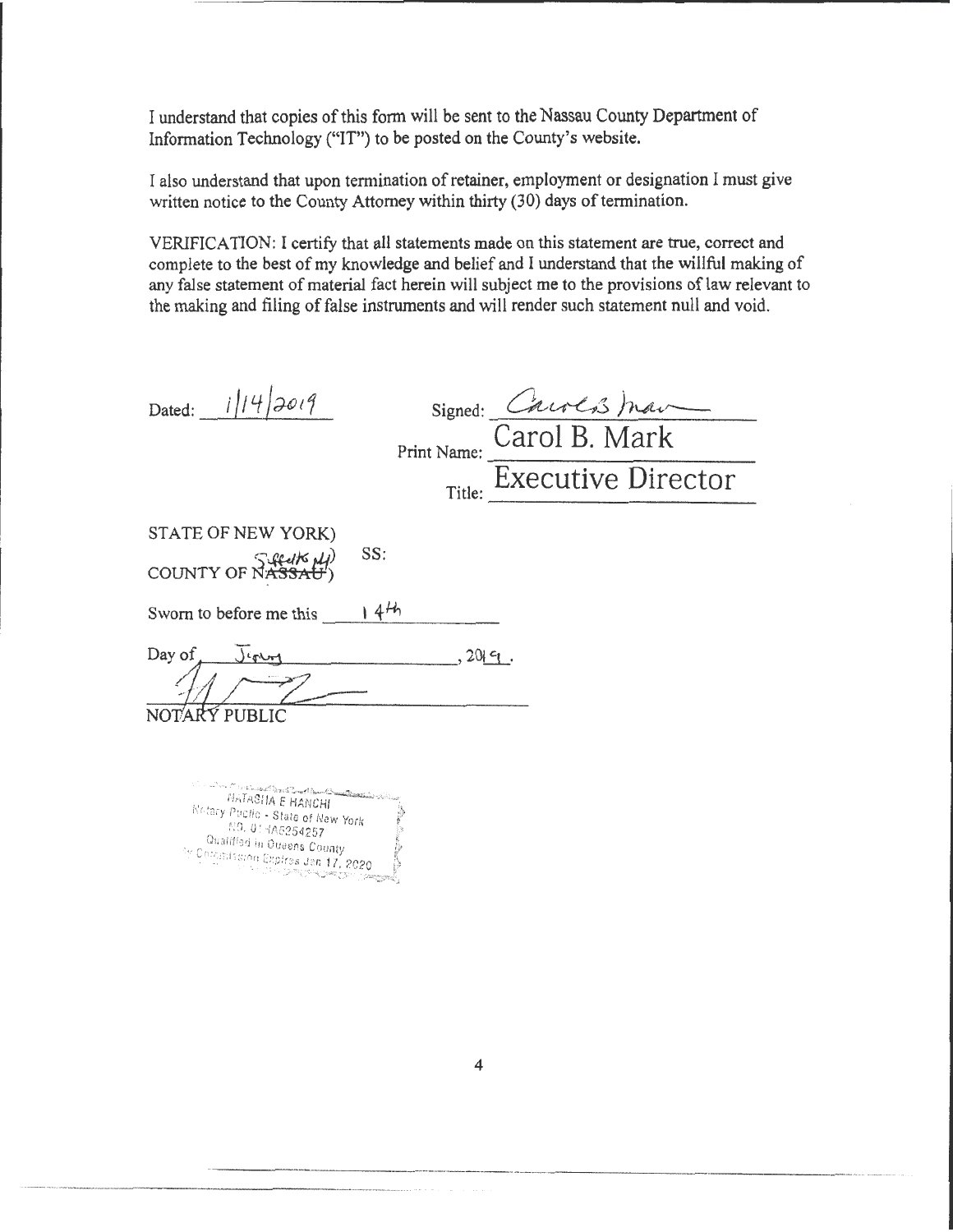I understand that copies of this form will be sent to the Nassau County Department of Information Technology ("IT") to be posted on the County's website.

I also understand that upon termination of retainer, employment or designation I must give written notice to the County Attorney within thirty (30) days of termination.

VERIFICATION: I certify that all statements made on this statement are true, correct and complete to the best of my knowledge and belief and I understand that the willful making of any false statement of material fact herein will subject me to the provisions of law relevant to the making and filing of false instruments and will render such statement null and void.

Dated: 1/14/2019

Signed: Carol B Mark

Print Name: Carol B. Mark

Title: Executive Director

STATE OF NEW YORK)
SS:
COUNTY OF ~~NASSAU~~ Suffolk NY)

Sworn to before me this 14th

Day of Jan, 2019.

NOTARY PUBLIC

NATASHA E HANCHI
Notary Public - State of New York
NO. 01HA6254257
Qualified in Queens County
My Commission Expires Jan 17, 2020